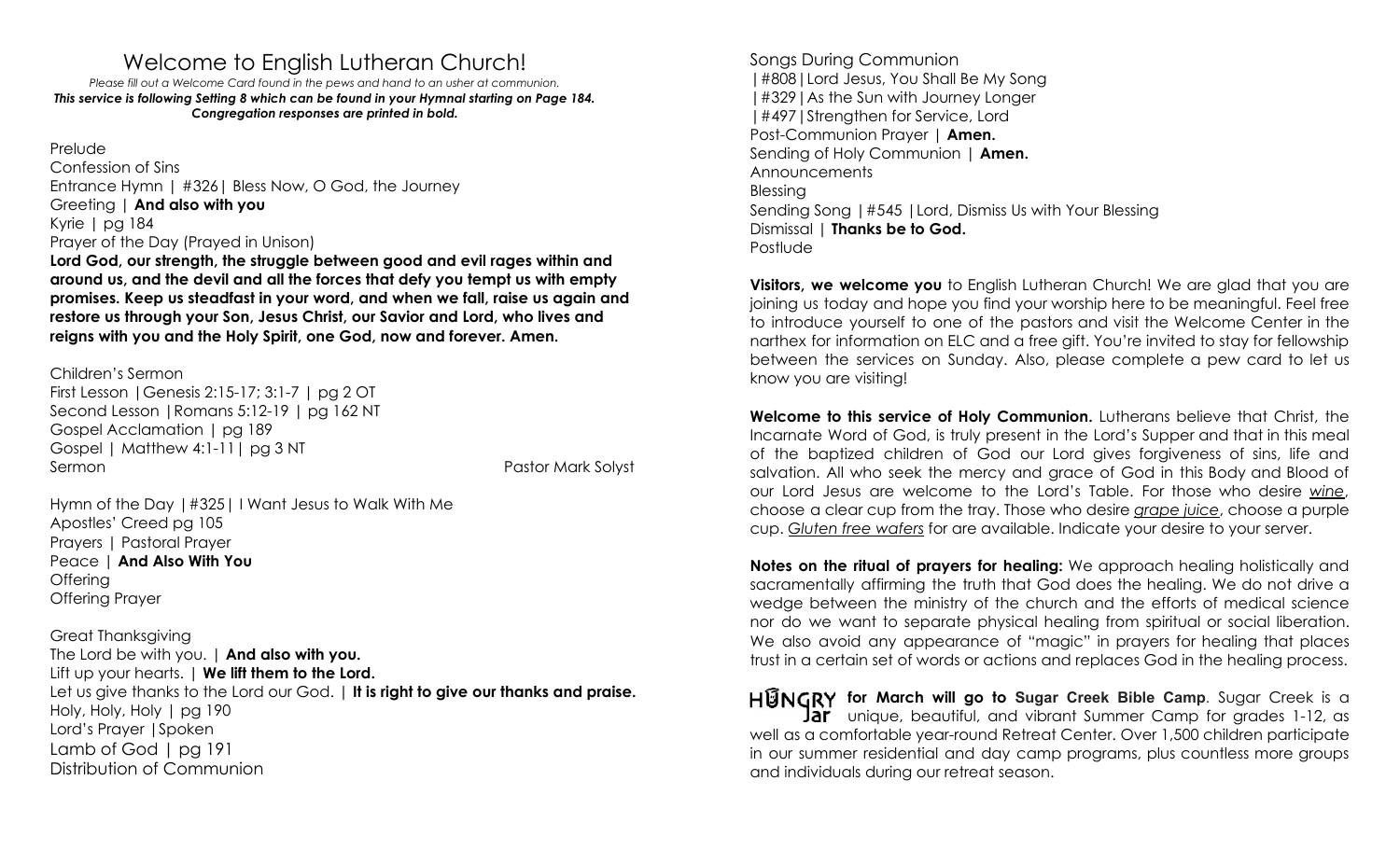# Welcome to English Lutheran Church!

*Please fill out a Welcome Card found in the pews and hand to an usher at communion.*
***This service is following Setting 8 which can be found in your Hymnal starting on Page 184.***
***Congregation responses are printed in bold.***

Prelude
Confession of Sins
Entrance Hymn | #326| Bless Now, O God, the Journey
Greeting | **And also with you**
Kyrie | pg 184
Prayer of the Day (Prayed in Unison)
**Lord God, our strength, the struggle between good and evil rages within and around us, and the devil and all the forces that defy you tempt us with empty promises. Keep us steadfast in your word, and when we fall, raise us again and restore us through your Son, Jesus Christ, our Savior and Lord, who lives and reigns with you and the Holy Spirit, one God, now and forever. Amen.**

Children's Sermon
First Lesson |Genesis 2:15-17; 3:1-7 | pg 2 OT
Second Lesson |Romans 5:12-19 | pg 162 NT
Gospel Acclamation | pg 189
Gospel | Matthew 4:1-11| pg 3 NT
Sermon — Pastor Mark Solyst

Hymn of the Day |#325| I Want Jesus to Walk With Me
Apostles' Creed pg 105
Prayers | Pastoral Prayer
Peace | **And Also With You**
Offering
Offering Prayer

Great Thanksgiving
The Lord be with you. | **And also with you.**
Lift up your hearts. | **We lift them to the Lord.**
Let us give thanks to the Lord our God. | **It is right to give our thanks and praise.**
Holy, Holy, Holy | pg 190
Lord's Prayer |Spoken
Lamb of God | pg 191
Distribution of Communion

Songs During Communion
|#808|Lord Jesus, You Shall Be My Song
|#329|As the Sun with Journey Longer
|#497|Strengthen for Service, Lord
Post-Communion Prayer | **Amen.**
Sending of Holy Communion | **Amen.**
Announcements
Blessing
Sending Song |#545 |Lord, Dismiss Us with Your Blessing
Dismissal | **Thanks be to God.**
Postlude

**Visitors, we welcome you** to English Lutheran Church! We are glad that you are joining us today and hope you find your worship here to be meaningful. Feel free to introduce yourself to one of the pastors and visit the Welcome Center in the narthex for information on ELC and a free gift. You're invited to stay for fellowship between the services on Sunday. Also, please complete a pew card to let us know you are visiting!

**Welcome to this service of Holy Communion.** Lutherans believe that Christ, the Incarnate Word of God, is truly present in the Lord's Supper and that in this meal of the baptized children of God our Lord gives forgiveness of sins, life and salvation. All who seek the mercy and grace of God in this Body and Blood of our Lord Jesus are welcome to the Lord's Table. For those who desire *wine*, choose a clear cup from the tray. Those who desire *grape juice*, choose a purple cup. *Gluten free wafers* for are available. Indicate your desire to your server.

**Notes on the ritual of prayers for healing:** We approach healing holistically and sacramentally affirming the truth that God does the healing. We do not drive a wedge between the ministry of the church and the efforts of medical science nor do we want to separate physical healing from spiritual or social liberation. We also avoid any appearance of "magic" in prayers for healing that places trust in a certain set of words or actions and replaces God in the healing process.

**HUNGRY Jar for March will go to Sugar Creek Bible Camp**. Sugar Creek is a unique, beautiful, and vibrant Summer Camp for grades 1-12, as well as a comfortable year-round Retreat Center. Over 1,500 children participate in our summer residential and day camp programs, plus countless more groups and individuals during our retreat season.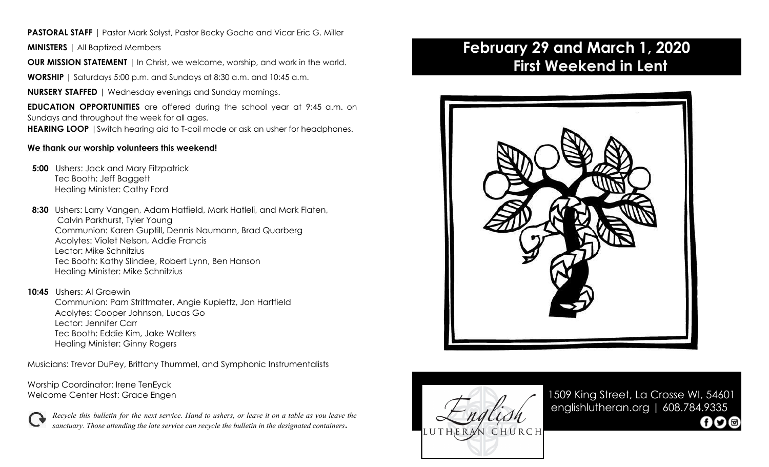**PASTORAL STAFF |** Pastor Mark Solyst, Pastor Becky Goche and Vicar Eric G. Miller

**MINISTERS |** All Baptized Members

**OUR MISSION STATEMENT |** In Christ, we welcome, worship, and work in the world.

**WORSHIP |** Saturdays 5:00 p.m. and Sundays at 8:30 a.m. and 10:45 a.m.

**NURSERY STAFFED |** Wednesday evenings and Sunday mornings.

**EDUCATION OPPORTUNITIES** are offered during the school year at 9:45 a.m. on Sundays and throughout the week for all ages.

**HEARING LOOP |** Switch hearing aid to T-coil mode or ask an usher for headphones.

**We thank our worship volunteers this weekend!**

**5:00** Ushers: Jack and Mary Fitzpatrick
Tec Booth: Jeff Baggett
Healing Minister: Cathy Ford

**8:30** Ushers: Larry Vangen, Adam Hatfield, Mark Hatleli, and Mark Flaten, Calvin Parkhurst, Tyler Young
Communion: Karen Guptill, Dennis Naumann, Brad Quarberg
Acolytes: Violet Nelson, Addie Francis
Lector: Mike Schnitzius
Tec Booth: Kathy Slindee, Robert Lynn, Ben Hanson
Healing Minister: Mike Schnitzius

**10:45** Ushers: Al Graewin
Communion: Pam Strittmater, Angie Kupiettz, Jon Hartfield
Acolytes: Cooper Johnson, Lucas Go
Lector: Jennifer Carr
Tec Booth: Eddie Kim, Jake Walters
Healing Minister: Ginny Rogers

Musicians: Trevor DuPey, Brittany Thummel, and Symphonic Instrumentalists

Worship Coordinator: Irene TenEyck
Welcome Center Host: Grace Engen

*Recycle this bulletin for the next service. Hand to ushers, or leave it on a table as you leave the sanctuary. Those attending the late service can recycle the bulletin in the designated containers.*

# February 29 and March 1, 2020
# First Weekend in Lent

English Lutheran Church

1509 King Street, La Crosse WI, 54601
englishlutheran.org | 608.784.9335